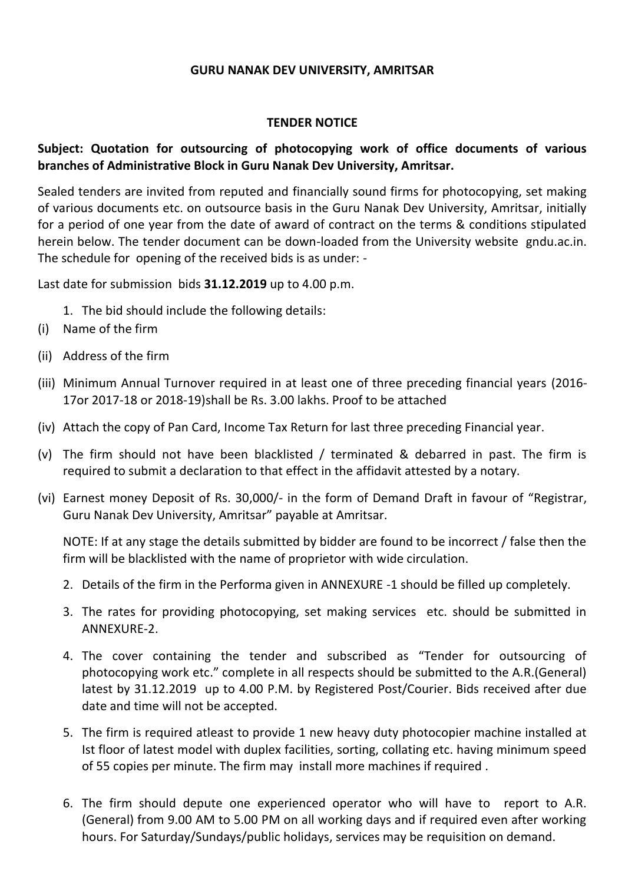**GURU NANAK DEV UNIVERSITY, AMRITSAR**

**TENDER NOTICE**

**Subject: Quotation for outsourcing of photocopying work of office documents of various branches of Administrative Block in Guru Nanak Dev University, Amritsar.**

Sealed tenders are invited from reputed and financially sound firms for photocopying, set making of various documents etc. on outsource basis in the Guru Nanak Dev University, Amritsar, initially for a period of one year from the date of award of contract on the terms & conditions stipulated herein below. The tender document can be down-loaded from the University website gndu.ac.in. The schedule for opening of the received bids is as under: -

Last date for submission bids **31.12.2019** up to 4.00 p.m.

1. The bid should include the following details:

(i) Name of the firm

(ii) Address of the firm

(iii) Minimum Annual Turnover required in at least one of three preceding financial years (2016-17or 2017-18 or 2018-19)shall be Rs. 3.00 lakhs. Proof to be attached

(iv) Attach the copy of Pan Card, Income Tax Return for last three preceding Financial year.

(v) The firm should not have been blacklisted / terminated & debarred in past. The firm is required to submit a declaration to that effect in the affidavit attested by a notary.

(vi) Earnest money Deposit of Rs. 30,000/- in the form of Demand Draft in favour of "Registrar, Guru Nanak Dev University, Amritsar" payable at Amritsar.

NOTE: If at any stage the details submitted by bidder are found to be incorrect / false then the firm will be blacklisted with the name of proprietor with wide circulation.

2. Details of the firm in the Performa given in ANNEXURE -1 should be filled up completely.

3. The rates for providing photocopying, set making services etc. should be submitted in ANNEXURE-2.

4. The cover containing the tender and subscribed as "Tender for outsourcing of photocopying work etc." complete in all respects should be submitted to the A.R.(General) latest by 31.12.2019 up to 4.00 P.M. by Registered Post/Courier. Bids received after due date and time will not be accepted.

5. The firm is required atleast to provide 1 new heavy duty photocopier machine installed at Ist floor of latest model with duplex facilities, sorting, collating etc. having minimum speed of 55 copies per minute. The firm may install more machines if required .

6. The firm should depute one experienced operator who will have to report to A.R. (General) from 9.00 AM to 5.00 PM on all working days and if required even after working hours. For Saturday/Sundays/public holidays, services may be requisition on demand.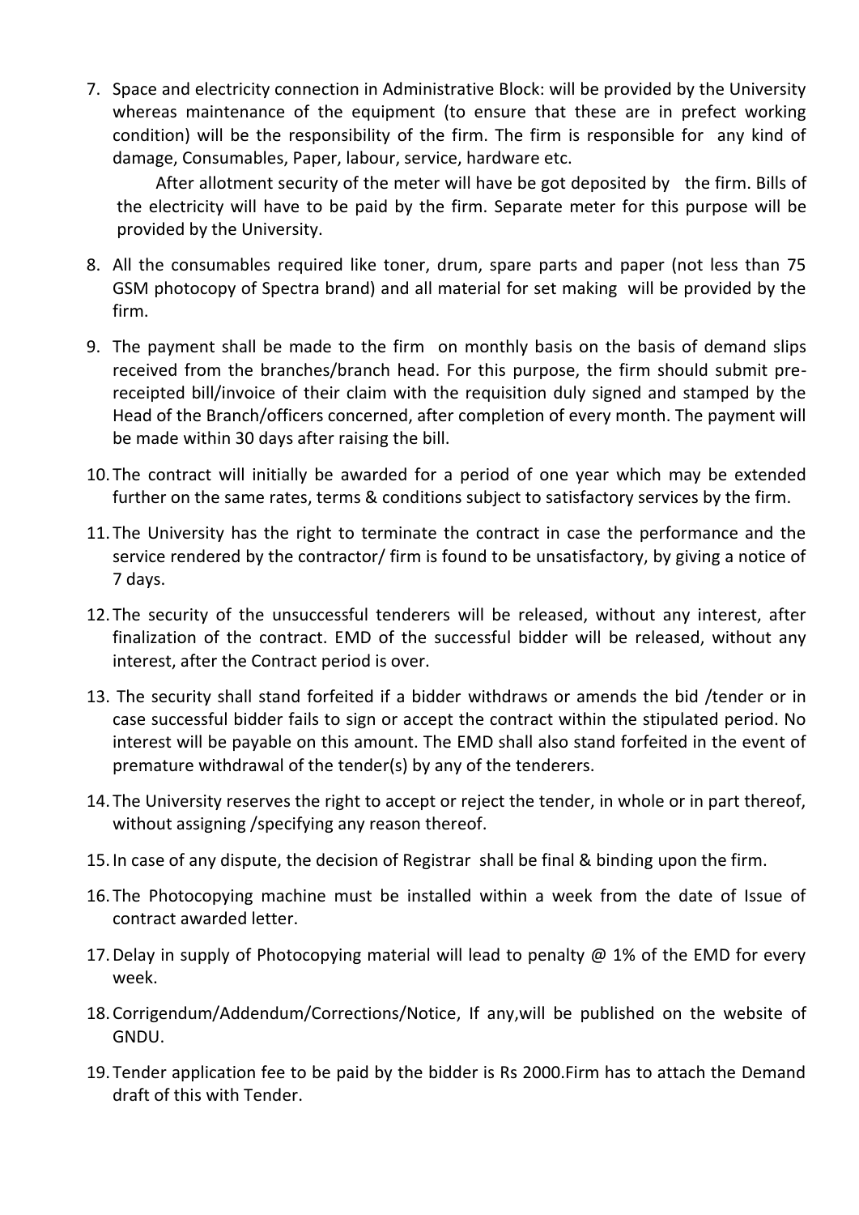7. Space and electricity connection in Administrative Block: will be provided by the University whereas maintenance of the equipment (to ensure that these are in prefect working condition) will be the responsibility of the firm. The firm is responsible for any kind of damage, Consumables, Paper, labour, service, hardware etc.

   After allotment security of the meter will have be got deposited by the firm. Bills of the electricity will have to be paid by the firm. Separate meter for this purpose will be provided by the University.

8. All the consumables required like toner, drum, spare parts and paper (not less than 75 GSM photocopy of Spectra brand) and all material for set making will be provided by the firm.

9. The payment shall be made to the firm on monthly basis on the basis of demand slips received from the branches/branch head. For this purpose, the firm should submit pre-receipted bill/invoice of their claim with the requisition duly signed and stamped by the Head of the Branch/officers concerned, after completion of every month. The payment will be made within 30 days after raising the bill.

10. The contract will initially be awarded for a period of one year which may be extended further on the same rates, terms & conditions subject to satisfactory services by the firm.

11. The University has the right to terminate the contract in case the performance and the service rendered by the contractor/ firm is found to be unsatisfactory, by giving a notice of 7 days.

12. The security of the unsuccessful tenderers will be released, without any interest, after finalization of the contract. EMD of the successful bidder will be released, without any interest, after the Contract period is over.

13. The security shall stand forfeited if a bidder withdraws or amends the bid /tender or in case successful bidder fails to sign or accept the contract within the stipulated period. No interest will be payable on this amount. The EMD shall also stand forfeited in the event of premature withdrawal of the tender(s) by any of the tenderers.

14. The University reserves the right to accept or reject the tender, in whole or in part thereof, without assigning /specifying any reason thereof.

15. In case of any dispute, the decision of Registrar shall be final & binding upon the firm.

16. The Photocopying machine must be installed within a week from the date of Issue of contract awarded letter.

17. Delay in supply of Photocopying material will lead to penalty @ 1% of the EMD for every week.

18. Corrigendum/Addendum/Corrections/Notice, If any,will be published on the website of GNDU.

19. Tender application fee to be paid by the bidder is Rs 2000.Firm has to attach the Demand draft of this with Tender.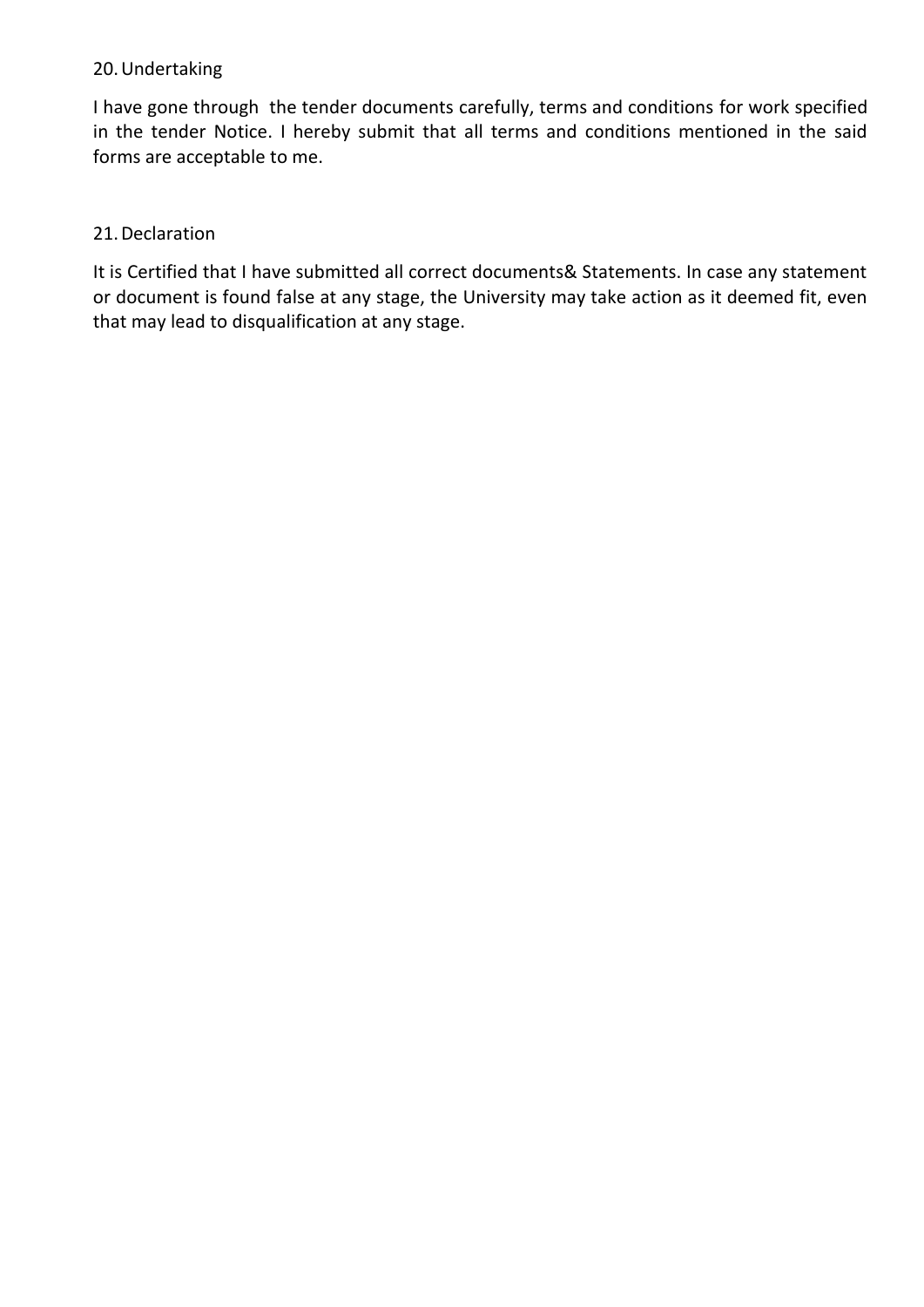20. Undertaking

I have gone through the tender documents carefully, terms and conditions for work specified in the tender Notice. I hereby submit that all terms and conditions mentioned in the said forms are acceptable to me.

21. Declaration

It is Certified that I have submitted all correct documents& Statements. In case any statement or document is found false at any stage, the University may take action as it deemed fit, even that may lead to disqualification at any stage.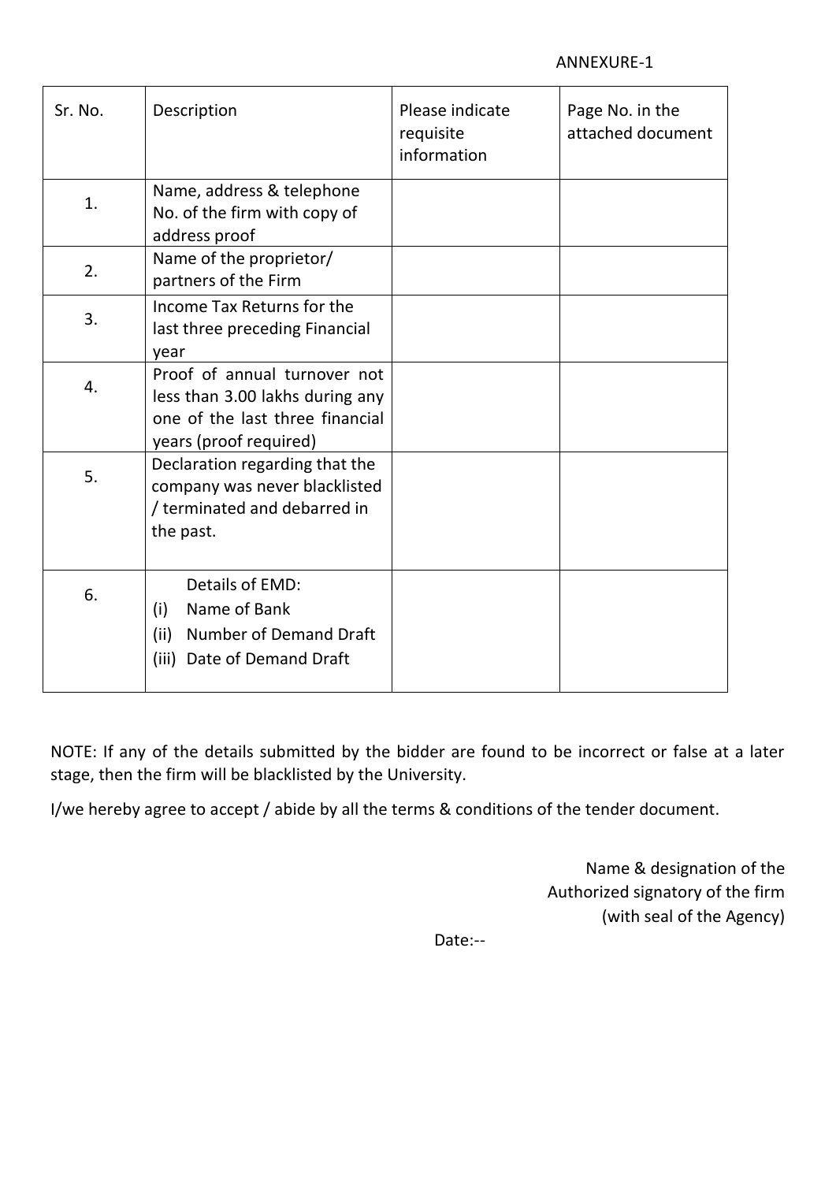ANNEXURE-1

| Sr. No. | Description | Please indicate requisite information | Page No. in the attached document |
|---|---|---|---|
| 1. | Name, address & telephone No. of the firm with copy of address proof | | |
| 2. | Name of the proprietor/ partners of the Firm | | |
| 3. | Income Tax Returns for the last three preceding Financial year | | |
| 4. | Proof of annual turnover not less than 3.00 lakhs during any one of the last three financial years (proof required) | | |
| 5. | Declaration regarding that the company was never blacklisted / terminated and debarred in the past. | | |
| 6. | Details of EMD: (i) Name of Bank (ii) Number of Demand Draft (iii) Date of Demand Draft | | |

NOTE: If any of the details submitted by the bidder are found to be incorrect or false at a later stage, then the firm will be blacklisted by the University.

I/we hereby agree to accept / abide by all the terms & conditions of the tender document.

Name & designation of the
Authorized signatory of the firm
(with seal of the Agency)

Date:--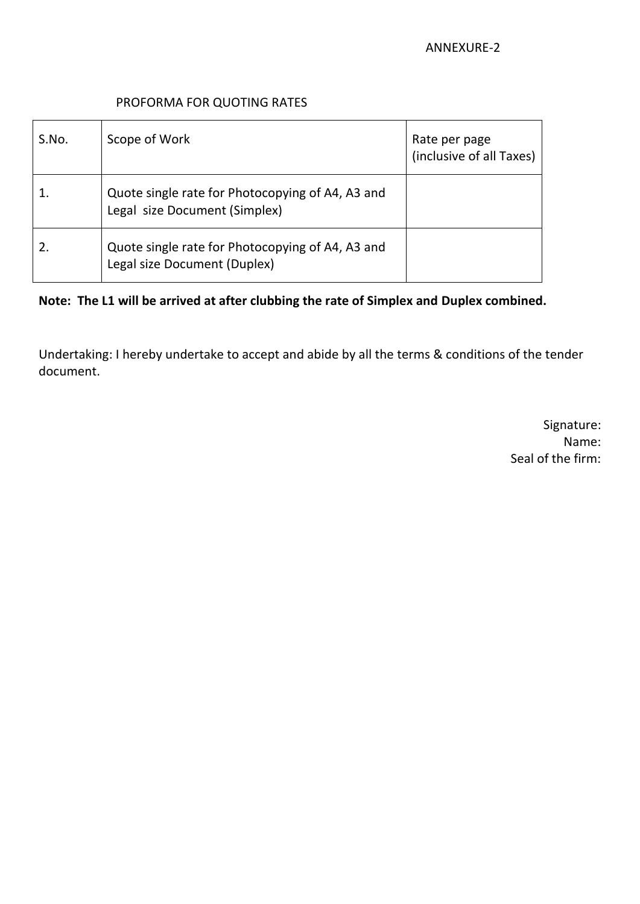ANNEXURE-2

## PROFORMA FOR QUOTING RATES

| S.No. | Scope of Work | Rate per page (inclusive of all Taxes) |
| --- | --- | --- |
| 1. | Quote single rate for Photocopying of A4, A3 and Legal size Document (Simplex) | |
| 2. | Quote single rate for Photocopying of A4, A3 and Legal size Document (Duplex) | |

**Note: The L1 will be arrived at after clubbing the rate of Simplex and Duplex combined.**

Undertaking: I hereby undertake to accept and abide by all the terms & conditions of the tender document.

Signature:

Name:

Seal of the firm: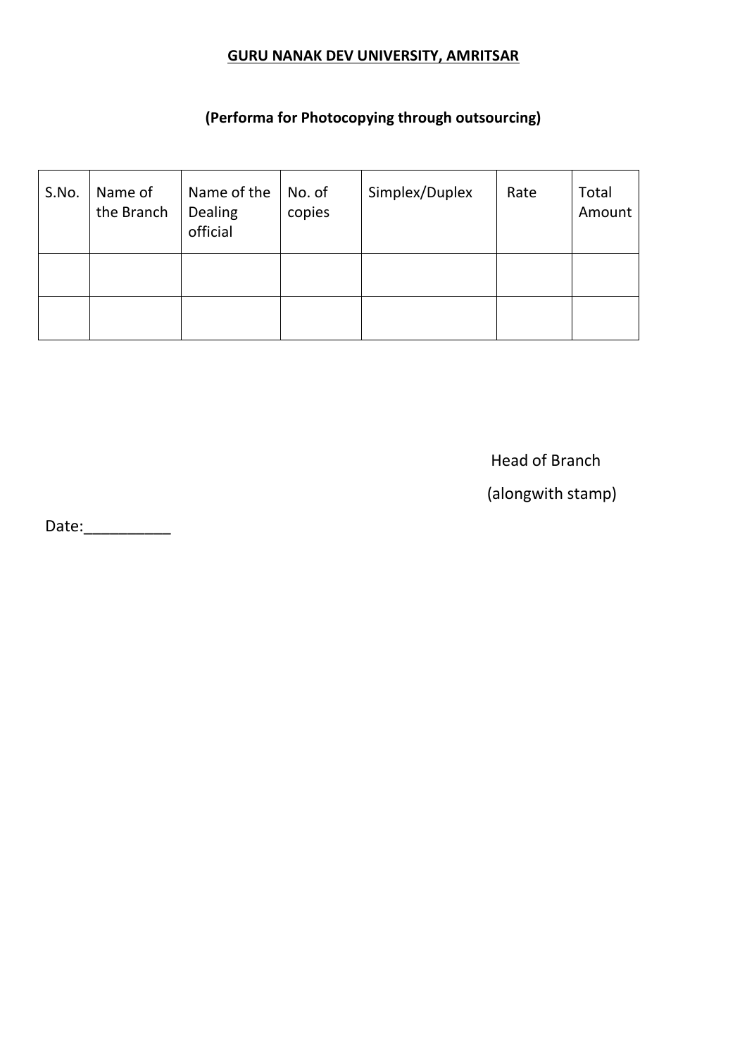**GURU NANAK DEV UNIVERSITY, AMRITSAR**

**(Performa for Photocopying through outsourcing)**

| S.No. | Name of the Branch | Name of the Dealing official | No. of copies | Simplex/Duplex | Rate | Total Amount |
|---|---|---|---|---|---|---|
| | | | | | | |
| | | | | | | |

Head of Branch

(alongwith stamp)

Date:__________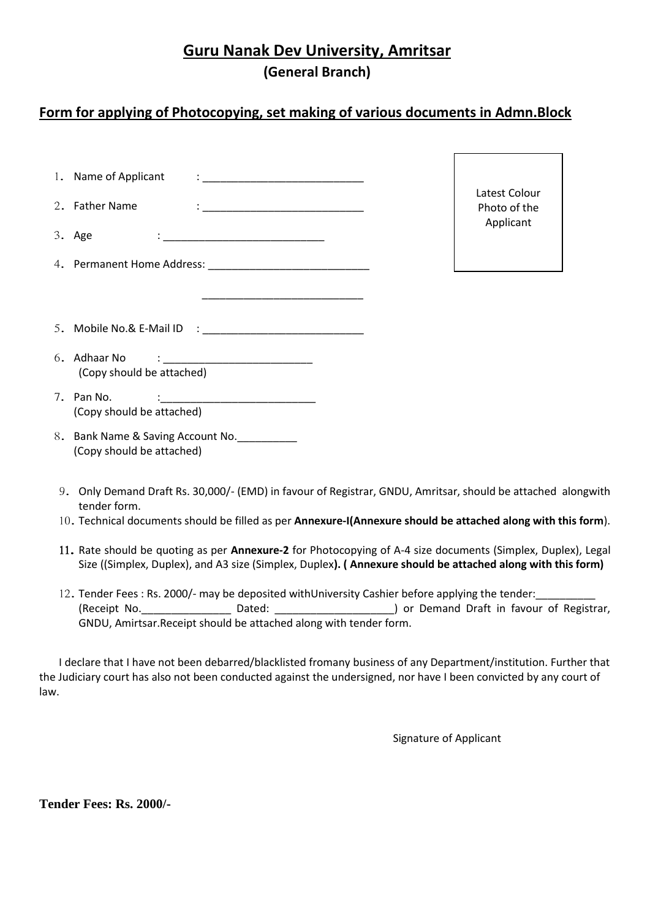# Guru Nanak Dev University, Amritsar

## (General Branch)

**Form for applying of Photocopying, set making of various documents in Admn.Block**

Latest Colour Photo of the Applicant

1. Name of Applicant : ___________________________
2. Father Name : ___________________________
3. Age : ___________________________
4. Permanent Home Address: ___________________________

   ___________________________

5. Mobile No.& E-Mail ID : ___________________________
6. Adhaar No : _________________________
   (Copy should be attached)
7. Pan No. :__________________________
   (Copy should be attached)
8. Bank Name & Saving Account No.__________
   (Copy should be attached)
9. Only Demand Draft Rs. 30,000/- (EMD) in favour of Registrar, GNDU, Amritsar, should be attached alongwith tender form.
10. Technical documents should be filled as per **Annexure-I(Annexure should be attached along with this form**).
11. Rate should be quoting as per **Annexure-2** for Photocopying of A-4 size documents (Simplex, Duplex), Legal Size ((Simplex, Duplex), and A3 size (Simplex, Duplex**). ( Annexure should be attached along with this form)**
12. Tender Fees : Rs. 2000/- may be deposited withUniversity Cashier before applying the tender:__________ (Receipt No._______________ Dated: ____________________) or Demand Draft in favour of Registrar, GNDU, Amirtsar.Receipt should be attached along with tender form.

I declare that I have not been debarred/blacklisted fromany business of any Department/institution. Further that the Judiciary court has also not been conducted against the undersigned, nor have I been convicted by any court of law.

Signature of Applicant

**Tender Fees: Rs. 2000/-**